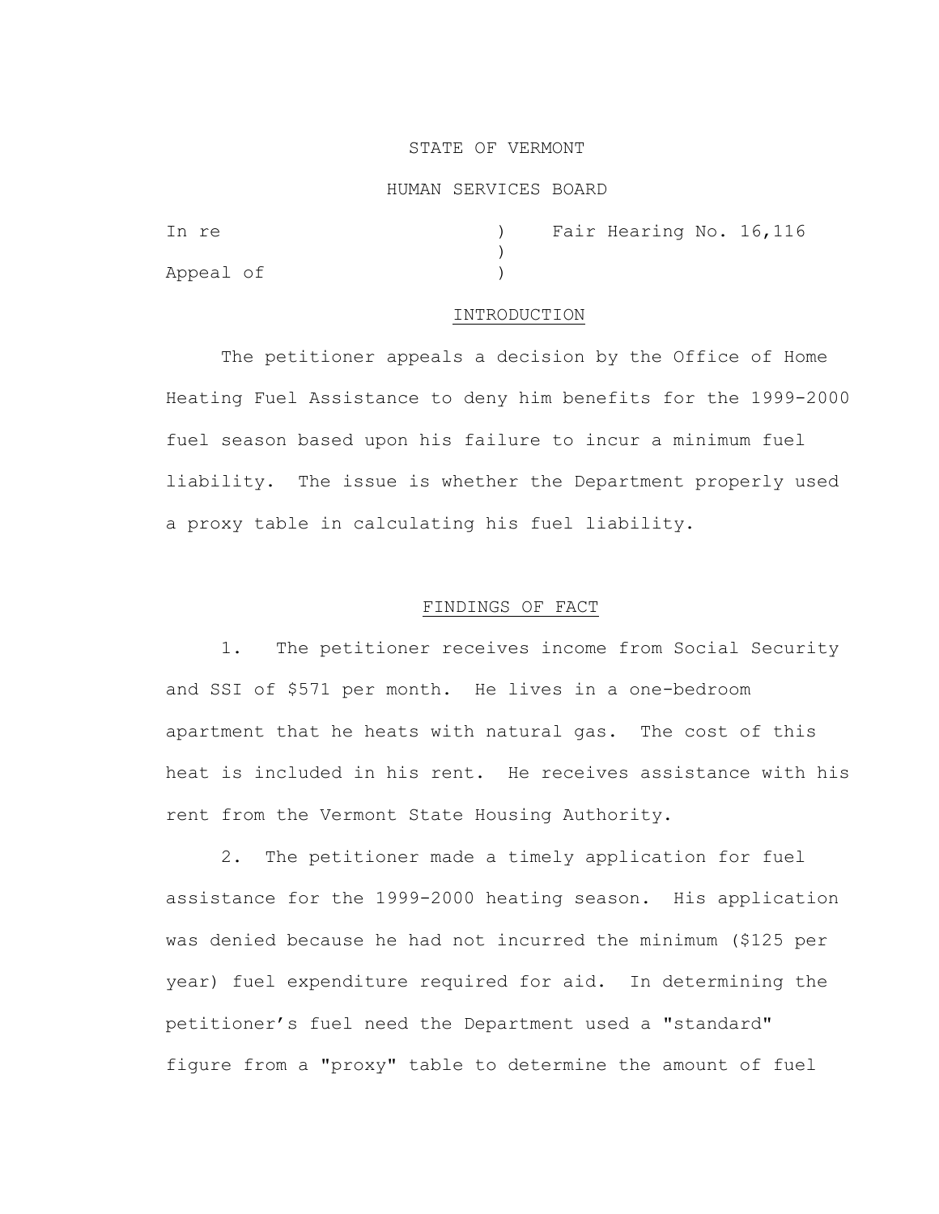STATE OF VERMONT

HUMAN SERVICES BOARD

In re ) Fair Hearing No. 16,116
)
Appeal of )

## INTRODUCTION

The petitioner appeals a decision by the Office of Home Heating Fuel Assistance to deny him benefits for the 1999-2000 fuel season based upon his failure to incur a minimum fuel liability. The issue is whether the Department properly used a proxy table in calculating his fuel liability.

## FINDINGS OF FACT

1. The petitioner receives income from Social Security and SSI of $571 per month. He lives in a one-bedroom apartment that he heats with natural gas. The cost of this heat is included in his rent. He receives assistance with his rent from the Vermont State Housing Authority.

2. The petitioner made a timely application for fuel assistance for the 1999-2000 heating season. His application was denied because he had not incurred the minimum ($125 per year) fuel expenditure required for aid. In determining the petitioner's fuel need the Department used a "standard" figure from a "proxy" table to determine the amount of fuel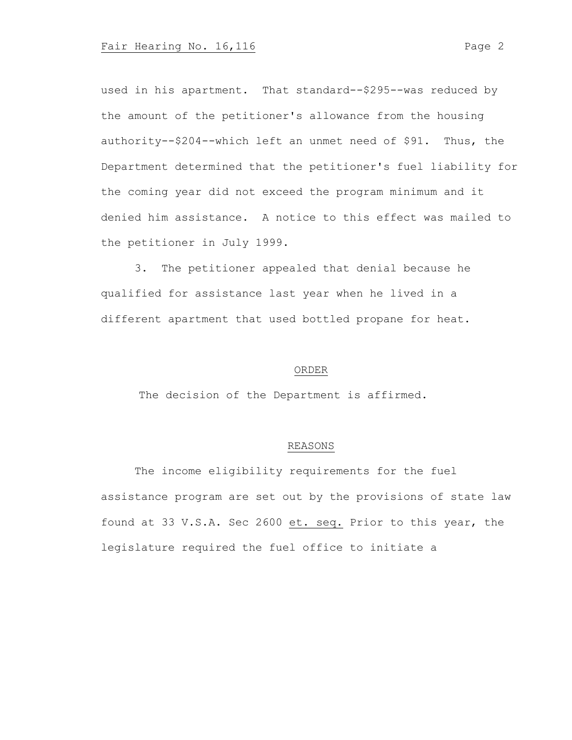used in his apartment. That standard--$295--was reduced by the amount of the petitioner's allowance from the housing authority--$204--which left an unmet need of $91. Thus, the Department determined that the petitioner's fuel liability for the coming year did not exceed the program minimum and it denied him assistance. A notice to this effect was mailed to the petitioner in July 1999.

3. The petitioner appealed that denial because he qualified for assistance last year when he lived in a different apartment that used bottled propane for heat.

## ORDER

The decision of the Department is affirmed.

## REASONS

The income eligibility requirements for the fuel assistance program are set out by the provisions of state law found at 33 V.S.A. Sec 2600 _et. seq._ Prior to this year, the legislature required the fuel office to initiate a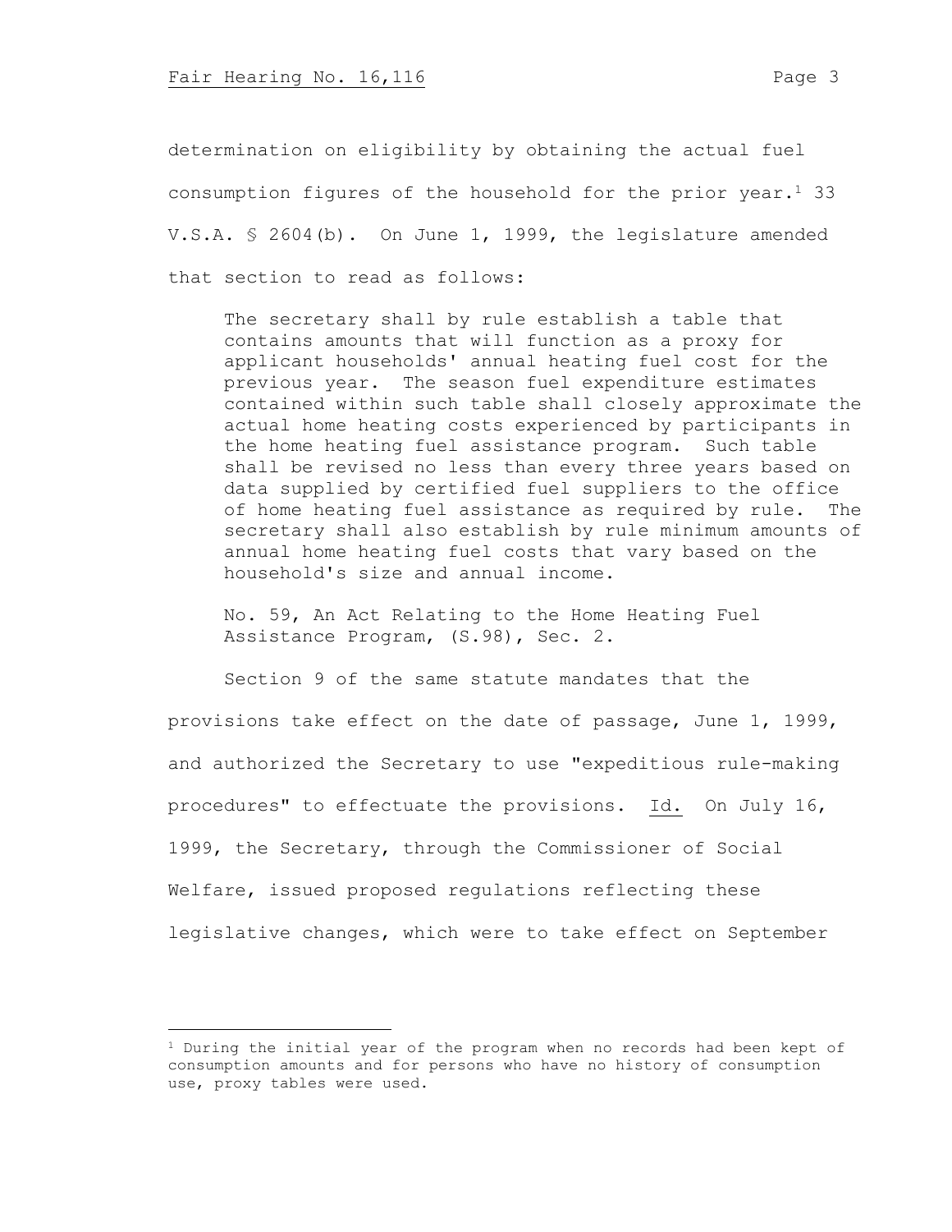determination on eligibility by obtaining the actual fuel consumption figures of the household for the prior year.[1] 33 V.S.A. § 2604(b). On June 1, 1999, the legislature amended that section to read as follows:

> The secretary shall by rule establish a table that contains amounts that will function as a proxy for applicant households' annual heating fuel cost for the previous year. The season fuel expenditure estimates contained within such table shall closely approximate the actual home heating costs experienced by participants in the home heating fuel assistance program. Such table shall be revised no less than every three years based on data supplied by certified fuel suppliers to the office of home heating fuel assistance as required by rule. The secretary shall also establish by rule minimum amounts of annual home heating fuel costs that vary based on the household's size and annual income.
>
> No. 59, An Act Relating to the Home Heating Fuel Assistance Program, (S.98), Sec. 2.

Section 9 of the same statute mandates that the provisions take effect on the date of passage, June 1, 1999, and authorized the Secretary to use "expeditious rule-making procedures" to effectuate the provisions. Id. On July 16, 1999, the Secretary, through the Commissioner of Social Welfare, issued proposed regulations reflecting these legislative changes, which were to take effect on September

---

[1] During the initial year of the program when no records had been kept of consumption amounts and for persons who have no history of consumption use, proxy tables were used.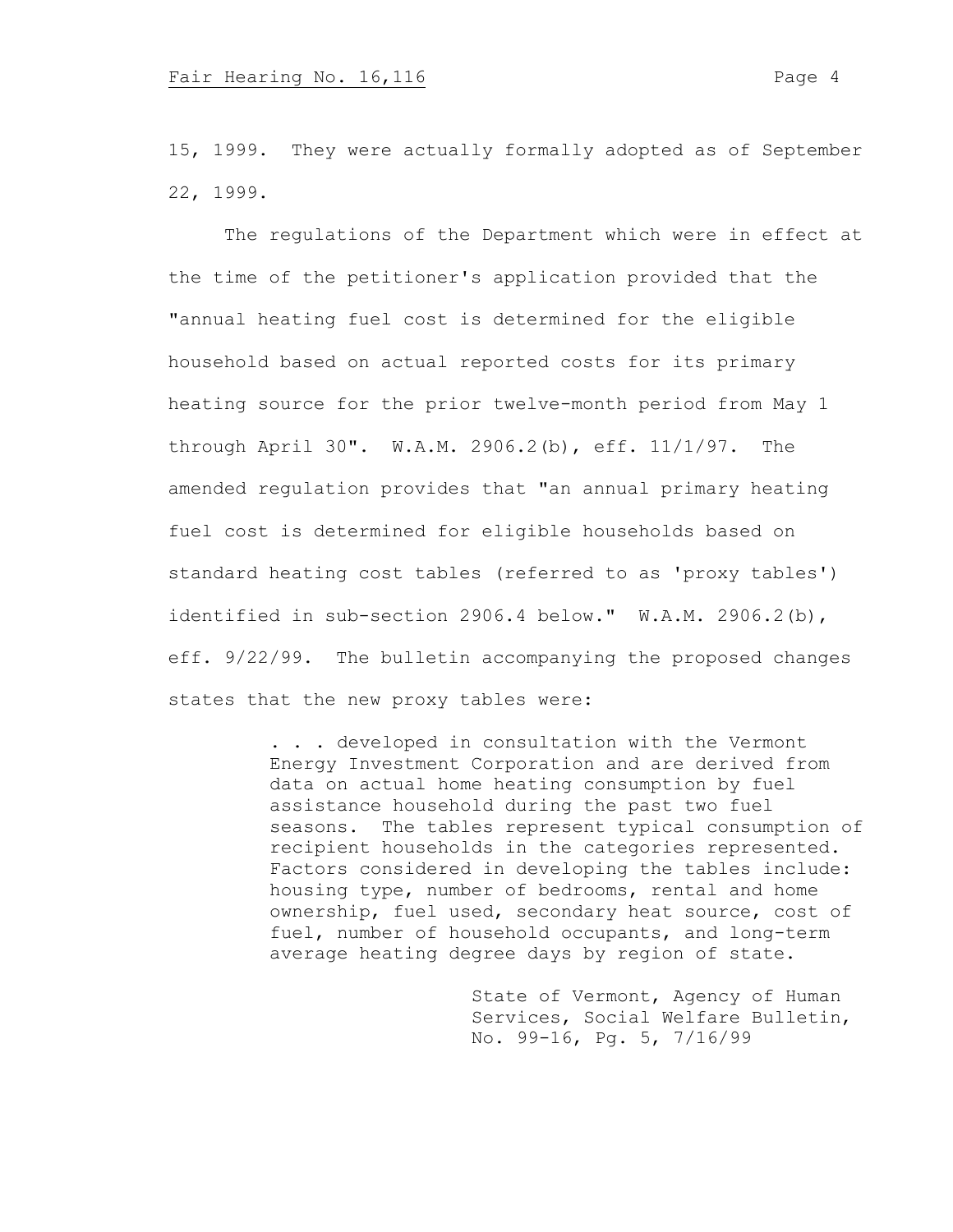15, 1999. They were actually formally adopted as of September 22, 1999.

The regulations of the Department which were in effect at the time of the petitioner's application provided that the "annual heating fuel cost is determined for the eligible household based on actual reported costs for its primary heating source for the prior twelve-month period from May 1 through April 30". W.A.M. 2906.2(b), eff. 11/1/97. The amended regulation provides that "an annual primary heating fuel cost is determined for eligible households based on standard heating cost tables (referred to as 'proxy tables') identified in sub-section 2906.4 below." W.A.M. 2906.2(b), eff. 9/22/99. The bulletin accompanying the proposed changes states that the new proxy tables were:

> . . . developed in consultation with the Vermont Energy Investment Corporation and are derived from data on actual home heating consumption by fuel assistance household during the past two fuel seasons. The tables represent typical consumption of recipient households in the categories represented. Factors considered in developing the tables include: housing type, number of bedrooms, rental and home ownership, fuel used, secondary heat source, cost of fuel, number of household occupants, and long-term average heating degree days by region of state.
>
> State of Vermont, Agency of Human Services, Social Welfare Bulletin, No. 99-16, Pg. 5, 7/16/99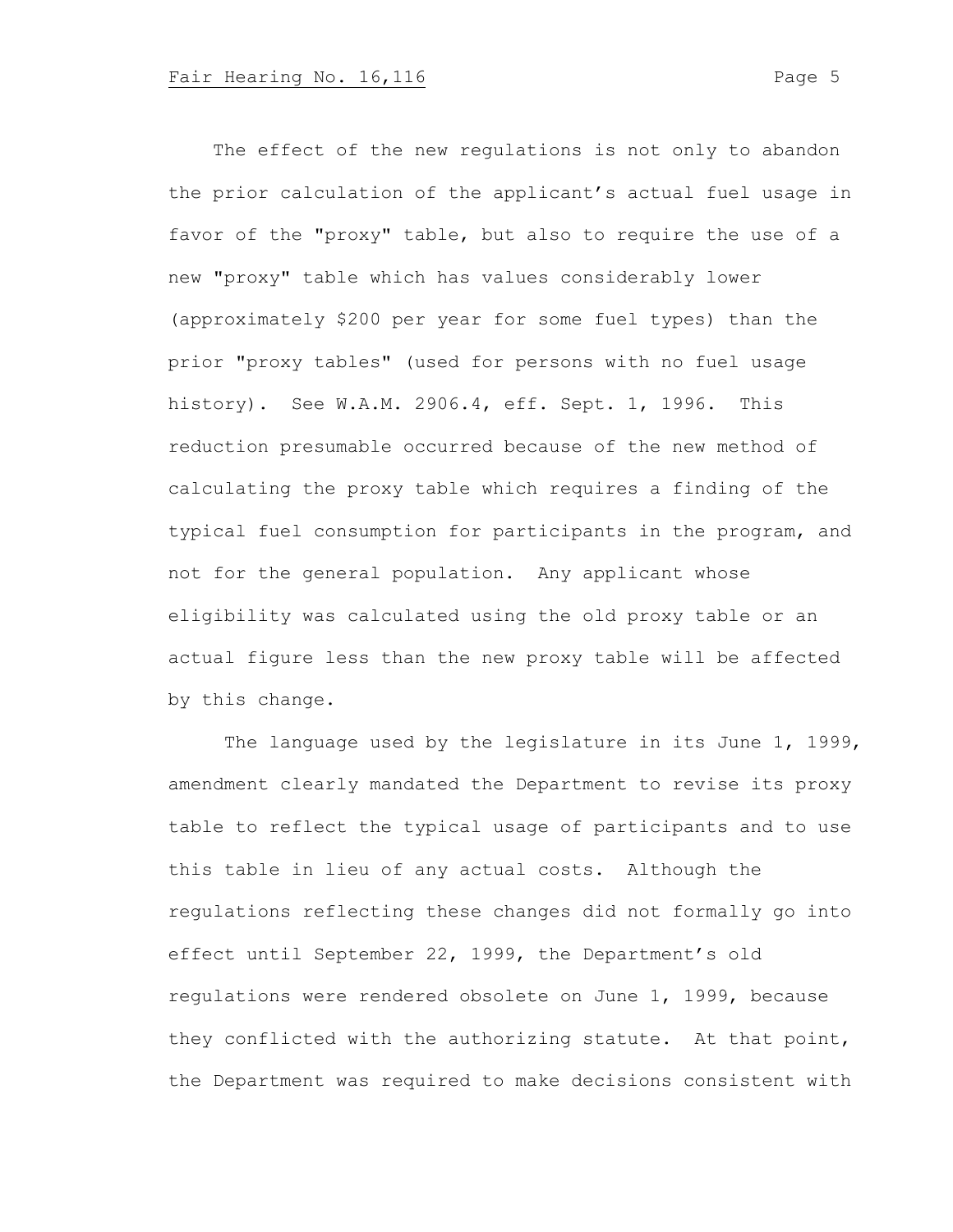The effect of the new regulations is not only to abandon the prior calculation of the applicant's actual fuel usage in favor of the "proxy" table, but also to require the use of a new "proxy" table which has values considerably lower (approximately $200 per year for some fuel types) than the prior "proxy tables" (used for persons with no fuel usage history). See W.A.M. 2906.4, eff. Sept. 1, 1996. This reduction presumable occurred because of the new method of calculating the proxy table which requires a finding of the typical fuel consumption for participants in the program, and not for the general population. Any applicant whose eligibility was calculated using the old proxy table or an actual figure less than the new proxy table will be affected by this change.

The language used by the legislature in its June 1, 1999, amendment clearly mandated the Department to revise its proxy table to reflect the typical usage of participants and to use this table in lieu of any actual costs. Although the regulations reflecting these changes did not formally go into effect until September 22, 1999, the Department's old regulations were rendered obsolete on June 1, 1999, because they conflicted with the authorizing statute. At that point, the Department was required to make decisions consistent with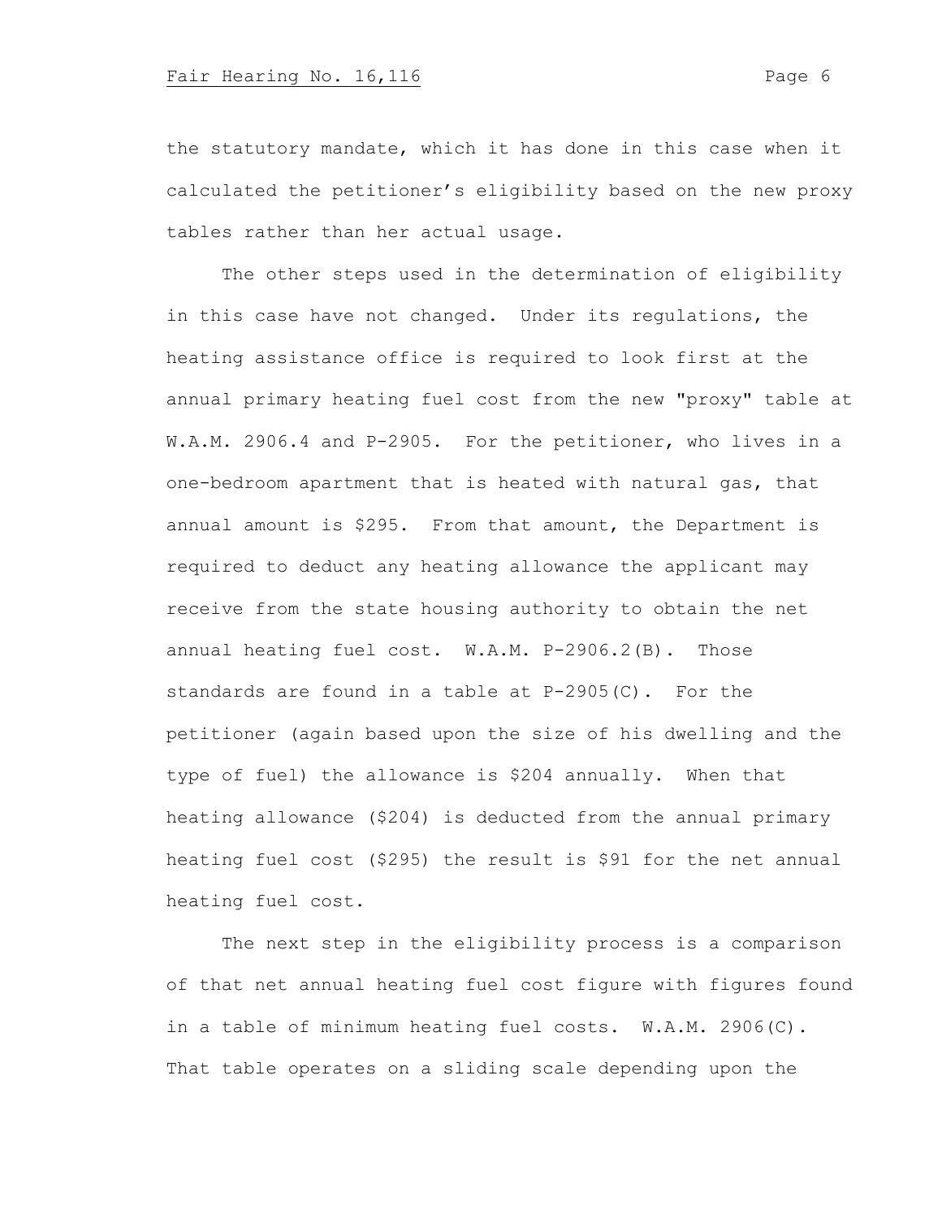the statutory mandate, which it has done in this case when it calculated the petitioner's eligibility based on the new proxy tables rather than her actual usage.

The other steps used in the determination of eligibility in this case have not changed. Under its regulations, the heating assistance office is required to look first at the annual primary heating fuel cost from the new "proxy" table at W.A.M. 2906.4 and P-2905. For the petitioner, who lives in a one-bedroom apartment that is heated with natural gas, that annual amount is $295. From that amount, the Department is required to deduct any heating allowance the applicant may receive from the state housing authority to obtain the net annual heating fuel cost. W.A.M. P-2906.2(B). Those standards are found in a table at P-2905(C). For the petitioner (again based upon the size of his dwelling and the type of fuel) the allowance is $204 annually. When that heating allowance ($204) is deducted from the annual primary heating fuel cost ($295) the result is $91 for the net annual heating fuel cost.

The next step in the eligibility process is a comparison of that net annual heating fuel cost figure with figures found in a table of minimum heating fuel costs. W.A.M. 2906(C). That table operates on a sliding scale depending upon the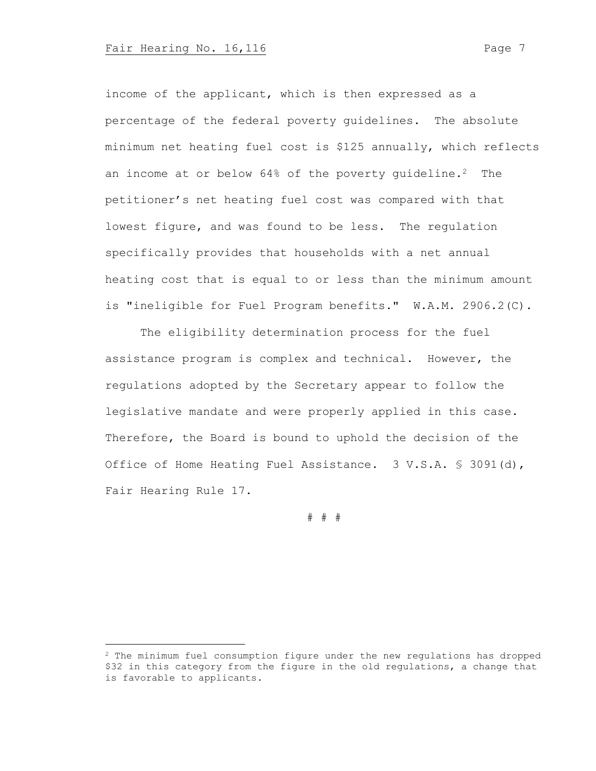income of the applicant, which is then expressed as a percentage of the federal poverty guidelines. The absolute minimum net heating fuel cost is $125 annually, which reflects an income at or below 64% of the poverty guideline.[2] The petitioner's net heating fuel cost was compared with that lowest figure, and was found to be less. The regulation specifically provides that households with a net annual heating cost that is equal to or less than the minimum amount is "ineligible for Fuel Program benefits." W.A.M. 2906.2(C).

The eligibility determination process for the fuel assistance program is complex and technical. However, the regulations adopted by the Secretary appear to follow the legislative mandate and were properly applied in this case. Therefore, the Board is bound to uphold the decision of the Office of Home Heating Fuel Assistance. 3 V.S.A. § 3091(d), Fair Hearing Rule 17.

# # #

---

[2] The minimum fuel consumption figure under the new regulations has dropped $32 in this category from the figure in the old regulations, a change that is favorable to applicants.